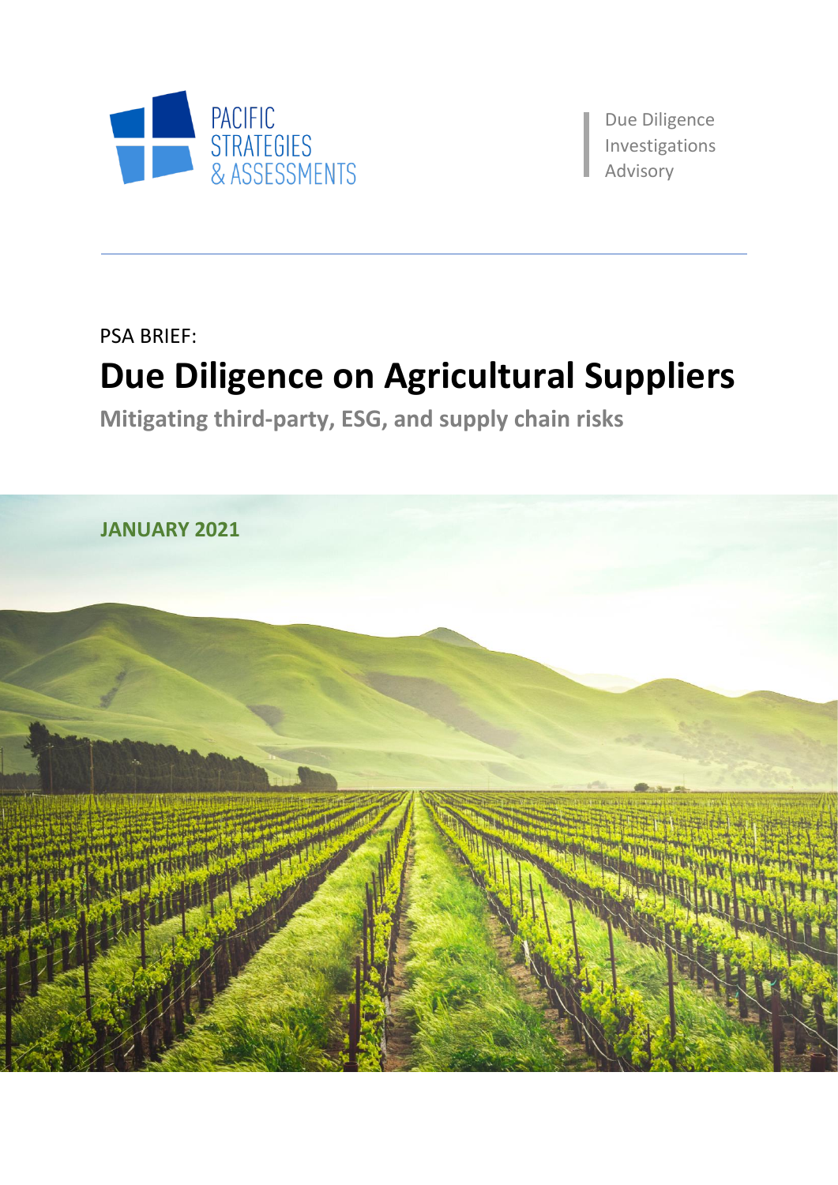PACIFIC STRATEGIES & ASSESSMENTS

Due Diligence
Investigations
Advisory

PSA BRIEF:

# Due Diligence on Agricultural Suppliers

## Mitigating third-party, ESG, and supply chain risks

**JANUARY 2021**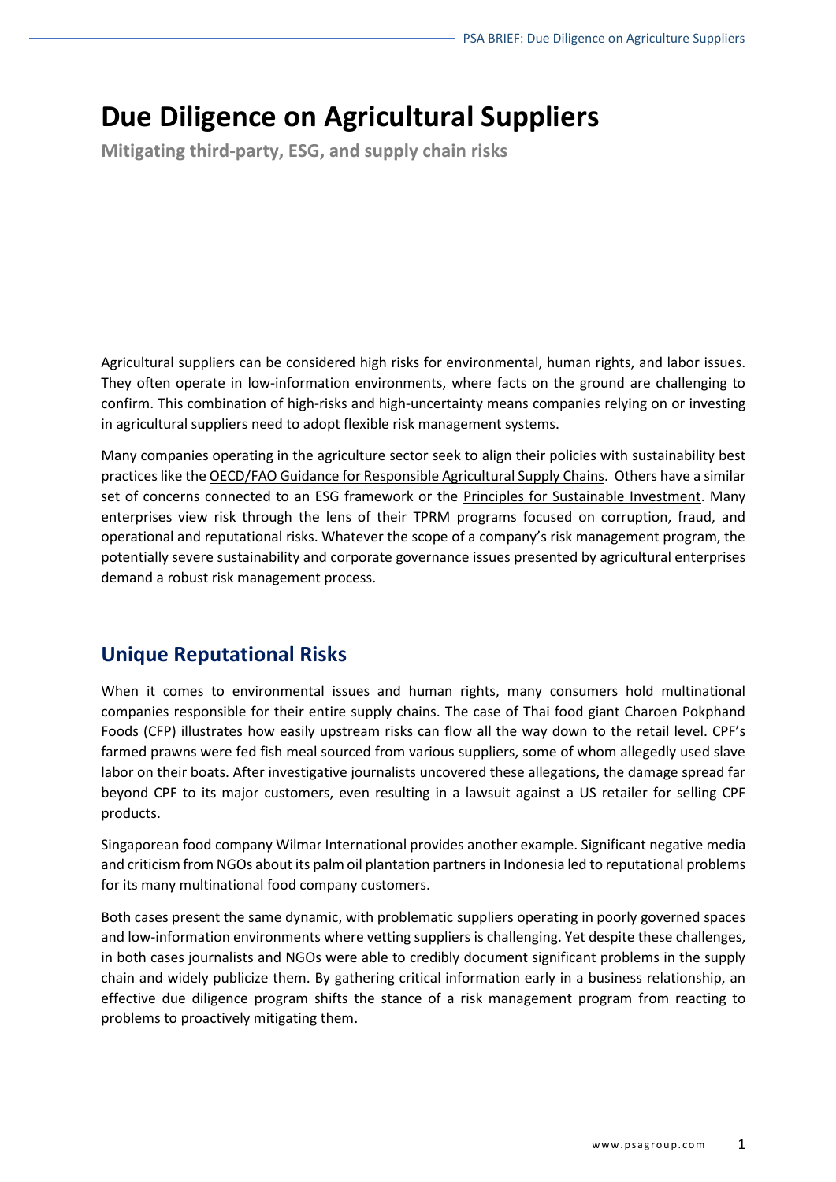# Due Diligence on Agricultural Suppliers

**Mitigating third-party, ESG, and supply chain risks**

Agricultural suppliers can be considered high risks for environmental, human rights, and labor issues. They often operate in low-information environments, where facts on the ground are challenging to confirm. This combination of high-risks and high-uncertainty means companies relying on or investing in agricultural suppliers need to adopt flexible risk management systems.

Many companies operating in the agriculture sector seek to align their policies with sustainability best practices like the OECD/FAO Guidance for Responsible Agricultural Supply Chains. Others have a similar set of concerns connected to an ESG framework or the Principles for Sustainable Investment. Many enterprises view risk through the lens of their TPRM programs focused on corruption, fraud, and operational and reputational risks. Whatever the scope of a company's risk management program, the potentially severe sustainability and corporate governance issues presented by agricultural enterprises demand a robust risk management process.

## Unique Reputational Risks

When it comes to environmental issues and human rights, many consumers hold multinational companies responsible for their entire supply chains. The case of Thai food giant Charoen Pokphand Foods (CFP) illustrates how easily upstream risks can flow all the way down to the retail level. CPF's farmed prawns were fed fish meal sourced from various suppliers, some of whom allegedly used slave labor on their boats. After investigative journalists uncovered these allegations, the damage spread far beyond CPF to its major customers, even resulting in a lawsuit against a US retailer for selling CPF products.

Singaporean food company Wilmar International provides another example. Significant negative media and criticism from NGOs about its palm oil plantation partners in Indonesia led to reputational problems for its many multinational food company customers.

Both cases present the same dynamic, with problematic suppliers operating in poorly governed spaces and low-information environments where vetting suppliers is challenging. Yet despite these challenges, in both cases journalists and NGOs were able to credibly document significant problems in the supply chain and widely publicize them. By gathering critical information early in a business relationship, an effective due diligence program shifts the stance of a risk management program from reacting to problems to proactively mitigating them.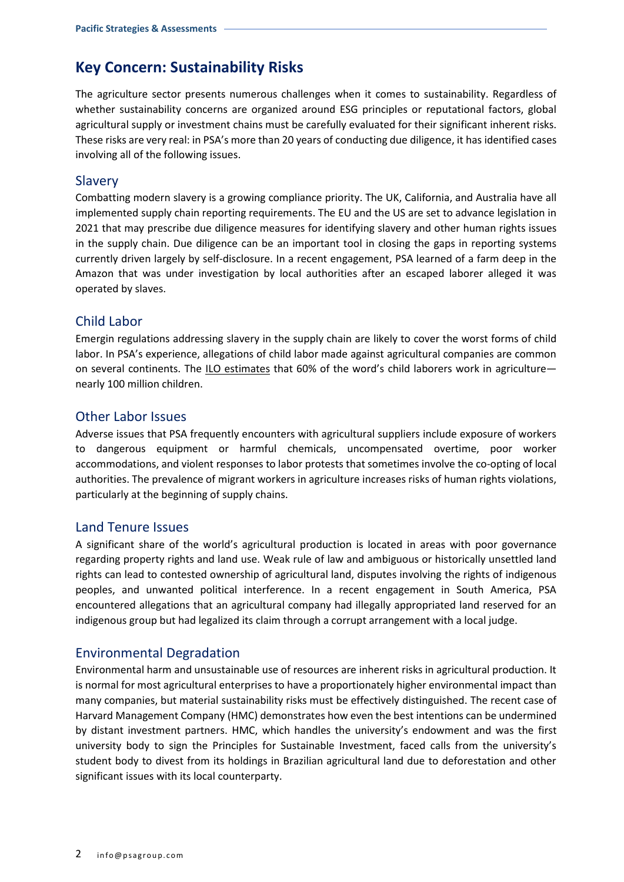## Key Concern: Sustainability Risks

The agriculture sector presents numerous challenges when it comes to sustainability. Regardless of whether sustainability concerns are organized around ESG principles or reputational factors, global agricultural supply or investment chains must be carefully evaluated for their significant inherent risks. These risks are very real: in PSA's more than 20 years of conducting due diligence, it has identified cases involving all of the following issues.

### Slavery

Combatting modern slavery is a growing compliance priority. The UK, California, and Australia have all implemented supply chain reporting requirements. The EU and the US are set to advance legislation in 2021 that may prescribe due diligence measures for identifying slavery and other human rights issues in the supply chain. Due diligence can be an important tool in closing the gaps in reporting systems currently driven largely by self-disclosure. In a recent engagement, PSA learned of a farm deep in the Amazon that was under investigation by local authorities after an escaped laborer alleged it was operated by slaves.

### Child Labor

Emergin regulations addressing slavery in the supply chain are likely to cover the worst forms of child labor. In PSA's experience, allegations of child labor made against agricultural companies are common on several continents. The ILO estimates that 60% of the word's child laborers work in agriculture—nearly 100 million children.

### Other Labor Issues

Adverse issues that PSA frequently encounters with agricultural suppliers include exposure of workers to dangerous equipment or harmful chemicals, uncompensated overtime, poor worker accommodations, and violent responses to labor protests that sometimes involve the co-opting of local authorities. The prevalence of migrant workers in agriculture increases risks of human rights violations, particularly at the beginning of supply chains.

### Land Tenure Issues

A significant share of the world's agricultural production is located in areas with poor governance regarding property rights and land use. Weak rule of law and ambiguous or historically unsettled land rights can lead to contested ownership of agricultural land, disputes involving the rights of indigenous peoples, and unwanted political interference. In a recent engagement in South America, PSA encountered allegations that an agricultural company had illegally appropriated land reserved for an indigenous group but had legalized its claim through a corrupt arrangement with a local judge.

### Environmental Degradation

Environmental harm and unsustainable use of resources are inherent risks in agricultural production. It is normal for most agricultural enterprises to have a proportionately higher environmental impact than many companies, but material sustainability risks must be effectively distinguished. The recent case of Harvard Management Company (HMC) demonstrates how even the best intentions can be undermined by distant investment partners. HMC, which handles the university's endowment and was the first university body to sign the Principles for Sustainable Investment, faced calls from the university's student body to divest from its holdings in Brazilian agricultural land due to deforestation and other significant issues with its local counterparty.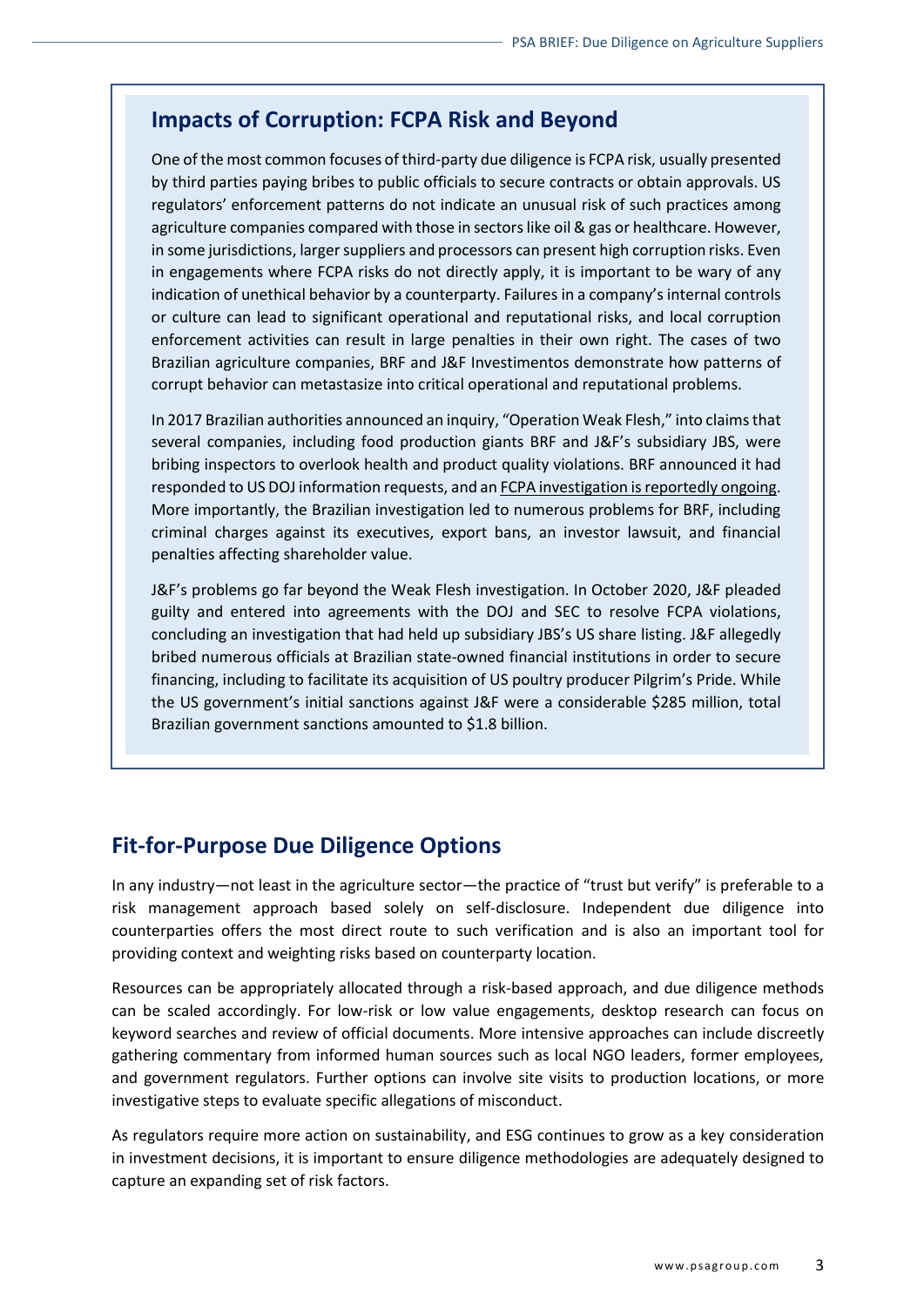## Impacts of Corruption: FCPA Risk and Beyond

One of the most common focuses of third-party due diligence is FCPA risk, usually presented by third parties paying bribes to public officials to secure contracts or obtain approvals. US regulators' enforcement patterns do not indicate an unusual risk of such practices among agriculture companies compared with those in sectors like oil & gas or healthcare. However, in some jurisdictions, larger suppliers and processors can present high corruption risks. Even in engagements where FCPA risks do not directly apply, it is important to be wary of any indication of unethical behavior by a counterparty. Failures in a company's internal controls or culture can lead to significant operational and reputational risks, and local corruption enforcement activities can result in large penalties in their own right. The cases of two Brazilian agriculture companies, BRF and J&F Investimentos demonstrate how patterns of corrupt behavior can metastasize into critical operational and reputational problems.

In 2017 Brazilian authorities announced an inquiry, "Operation Weak Flesh," into claims that several companies, including food production giants BRF and J&F's subsidiary JBS, were bribing inspectors to overlook health and product quality violations. BRF announced it had responded to US DOJ information requests, and an FCPA investigation is reportedly ongoing. More importantly, the Brazilian investigation led to numerous problems for BRF, including criminal charges against its executives, export bans, an investor lawsuit, and financial penalties affecting shareholder value.

J&F's problems go far beyond the Weak Flesh investigation. In October 2020, J&F pleaded guilty and entered into agreements with the DOJ and SEC to resolve FCPA violations, concluding an investigation that had held up subsidiary JBS's US share listing. J&F allegedly bribed numerous officials at Brazilian state-owned financial institutions in order to secure financing, including to facilitate its acquisition of US poultry producer Pilgrim's Pride. While the US government's initial sanctions against J&F were a considerable $285 million, total Brazilian government sanctions amounted to $1.8 billion.

## Fit-for-Purpose Due Diligence Options

In any industry—not least in the agriculture sector—the practice of "trust but verify" is preferable to a risk management approach based solely on self-disclosure. Independent due diligence into counterparties offers the most direct route to such verification and is also an important tool for providing context and weighting risks based on counterparty location.

Resources can be appropriately allocated through a risk-based approach, and due diligence methods can be scaled accordingly. For low-risk or low value engagements, desktop research can focus on keyword searches and review of official documents. More intensive approaches can include discreetly gathering commentary from informed human sources such as local NGO leaders, former employees, and government regulators. Further options can involve site visits to production locations, or more investigative steps to evaluate specific allegations of misconduct.

As regulators require more action on sustainability, and ESG continues to grow as a key consideration in investment decisions, it is important to ensure diligence methodologies are adequately designed to capture an expanding set of risk factors.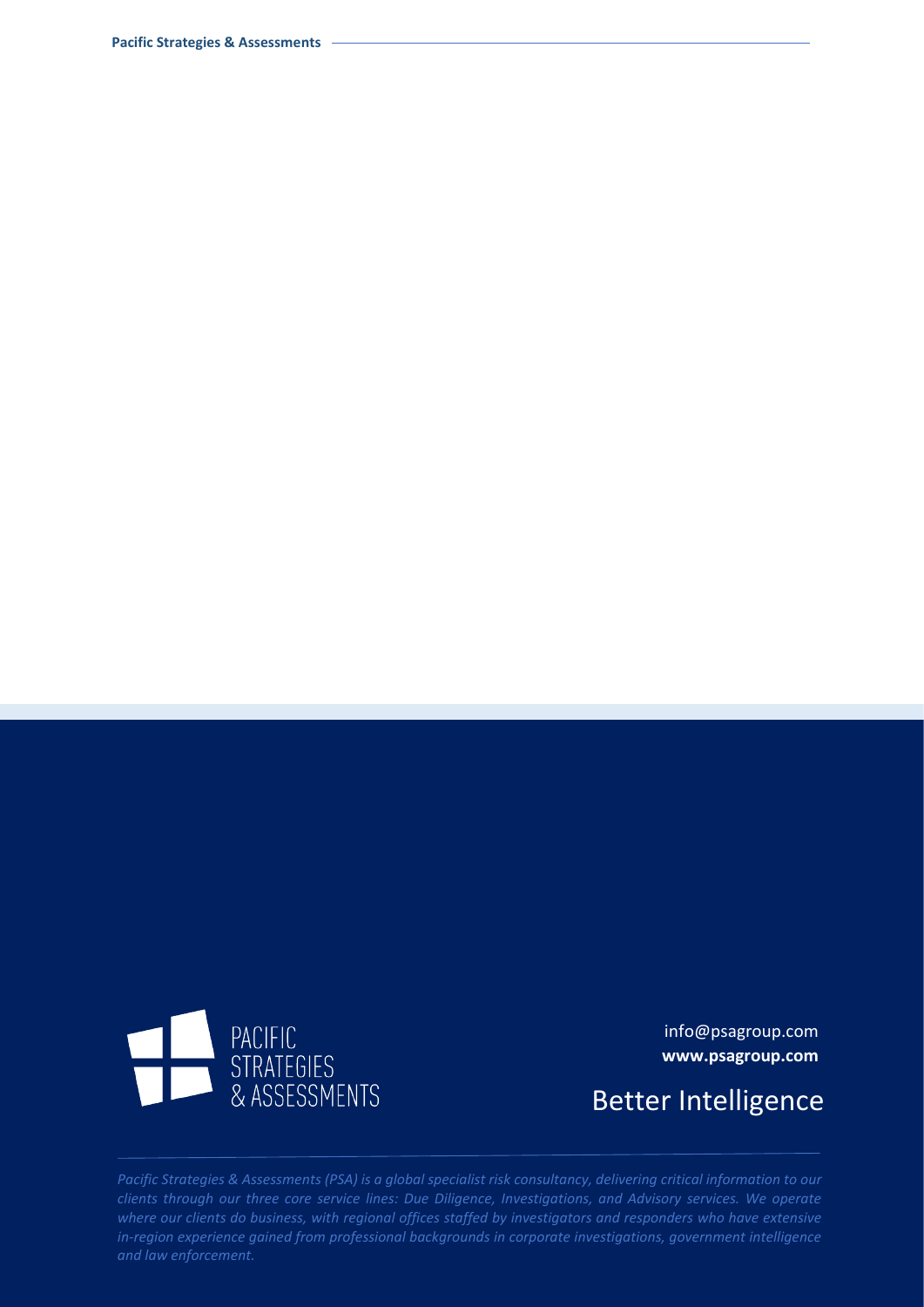PACIFIC STRATEGIES & ASSESSMENTS

info@psagroup.com
**www.psagroup.com**

Better Intelligence

*Pacific Strategies & Assessments (PSA) is a global specialist risk consultancy, delivering critical information to our clients through our three core service lines: Due Diligence, Investigations, and Advisory services. We operate where our clients do business, with regional offices staffed by investigators and responders who have extensive in-region experience gained from professional backgrounds in corporate investigations, government intelligence and law enforcement.*